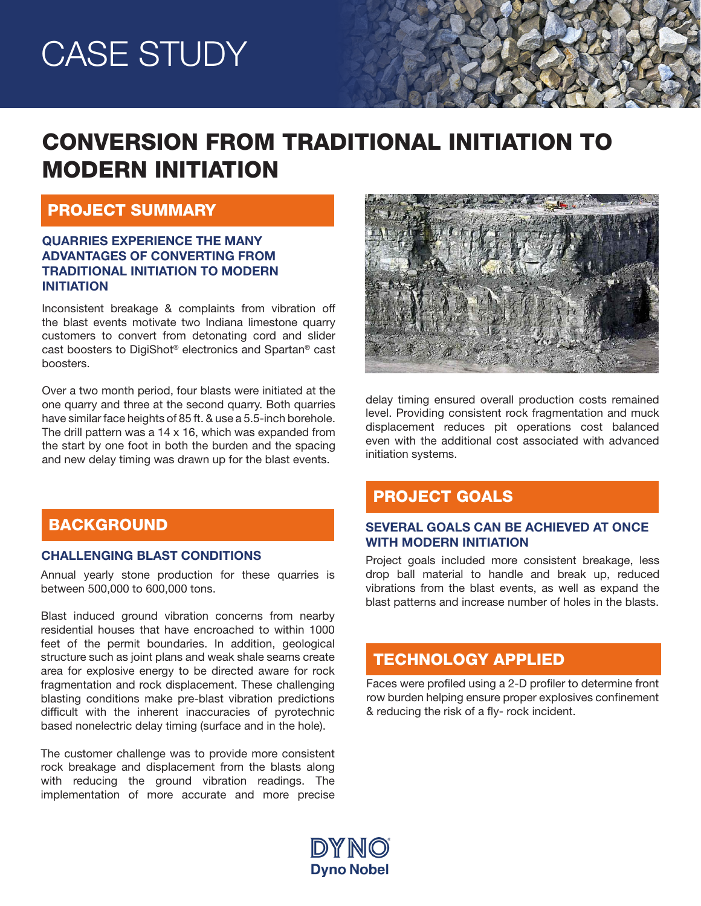# CASE STUDY

# CONVERSION FROM TRADITIONAL INITIATION TO MODERN INITIATION

## PROJECT SUMMARY

### QUARRIES EXPERIENCE THE MANY ADVANTAGES OF CONVERTING FROM TRADITIONAL INITIATION TO MODERN INITIATION

Inconsistent breakage & complaints from vibration off the blast events motivate two Indiana limestone quarry customers to convert from detonating cord and slider cast boosters to DigiShot® electronics and Spartan® cast boosters.

Over a two month period, four blasts were initiated at the one quarry and three at the second quarry. Both quarries have similar face heights of 85 ft. & use a 5.5-inch borehole. The drill pattern was a 14 x 16, which was expanded from the start by one foot in both the burden and the spacing and new delay timing was drawn up for the blast events.

## BACKGROUND

### CHALLENGING BLAST CONDITIONS

Annual yearly stone production for these quarries is between 500,000 to 600,000 tons.

Blast induced ground vibration concerns from nearby residential houses that have encroached to within 1000 feet of the permit boundaries. In addition, geological structure such as joint plans and weak shale seams create area for explosive energy to be directed aware for rock fragmentation and rock displacement. These challenging blasting conditions make pre-blast vibration predictions difficult with the inherent inaccuracies of pyrotechnic based nonelectric delay timing (surface and in the hole).

The customer challenge was to provide more consistent rock breakage and displacement from the blasts along with reducing the ground vibration readings. The implementation of more accurate and more precise delay timing ensured overall production costs remained level. Providing consistent rock fragmentation and muck displacement reduces pit operations cost balanced even with the additional cost associated with advanced initiation systems.

## PROJECT GOALS

### SEVERAL GOALS CAN BE ACHIEVED AT ONCE WITH MODERN INITIATION

Project goals included more consistent breakage, less drop ball material to handle and break up, reduced vibrations from the blast events, as well as expand the blast patterns and increase number of holes in the blasts.

## TECHNOLOGY APPLIED

Faces were profiled using a 2-D profiler to determine front row burden helping ensure proper explosives confinement & reducing the risk of a fly- rock incident.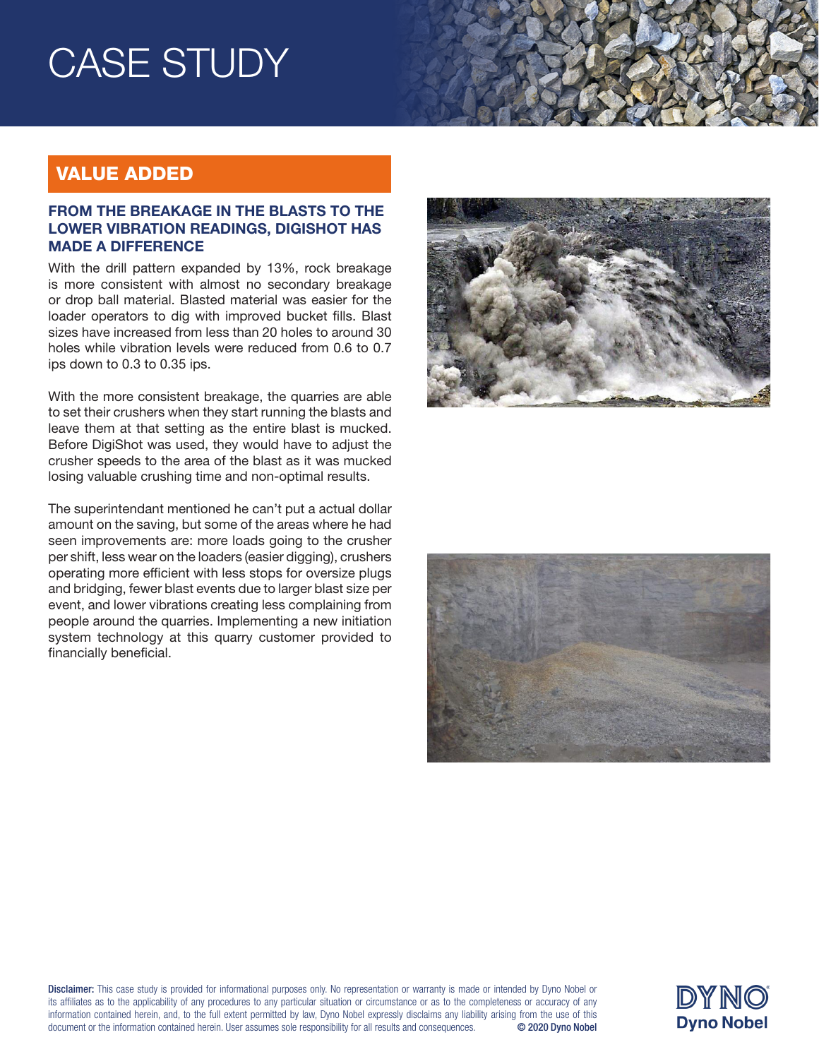# CASE STUDY

## VALUE ADDED

### FROM THE BREAKAGE IN THE BLASTS TO THE LOWER VIBRATION READINGS, DIGISHOT HAS MADE A DIFFERENCE

With the drill pattern expanded by 13%, rock breakage is more consistent with almost no secondary breakage or drop ball material. Blasted material was easier for the loader operators to dig with improved bucket fills. Blast sizes have increased from less than 20 holes to around 30 holes while vibration levels were reduced from 0.6 to 0.7 ips down to 0.3 to 0.35 ips.

With the more consistent breakage, the quarries are able to set their crushers when they start running the blasts and leave them at that setting as the entire blast is mucked. Before DigiShot was used, they would have to adjust the crusher speeds to the area of the blast as it was mucked losing valuable crushing time and non-optimal results.

The superintendant mentioned he can't put a actual dollar amount on the saving, but some of the areas where he had seen improvements are: more loads going to the crusher per shift, less wear on the loaders (easier digging), crushers operating more efficient with less stops for oversize plugs and bridging, fewer blast events due to larger blast size per event, and lower vibrations creating less complaining from people around the quarries. Implementing a new initiation system technology at this quarry customer provided to financially beneficial.

**Disclaimer:** This case study is provided for informational purposes only. No representation or warranty is made or intended by Dyno Nobel or its affiliates as to the applicability of any procedures to any particular situation or circumstance or as to the completeness or accuracy of any information contained herein, and, to the full extent permitted by law, Dyno Nobel expressly disclaims any liability arising from the use of this document or the information contained herein. User assumes sole responsibility for all results and consequences. **© 2020 Dyno Nobel**

DYNO
Dyno Nobel